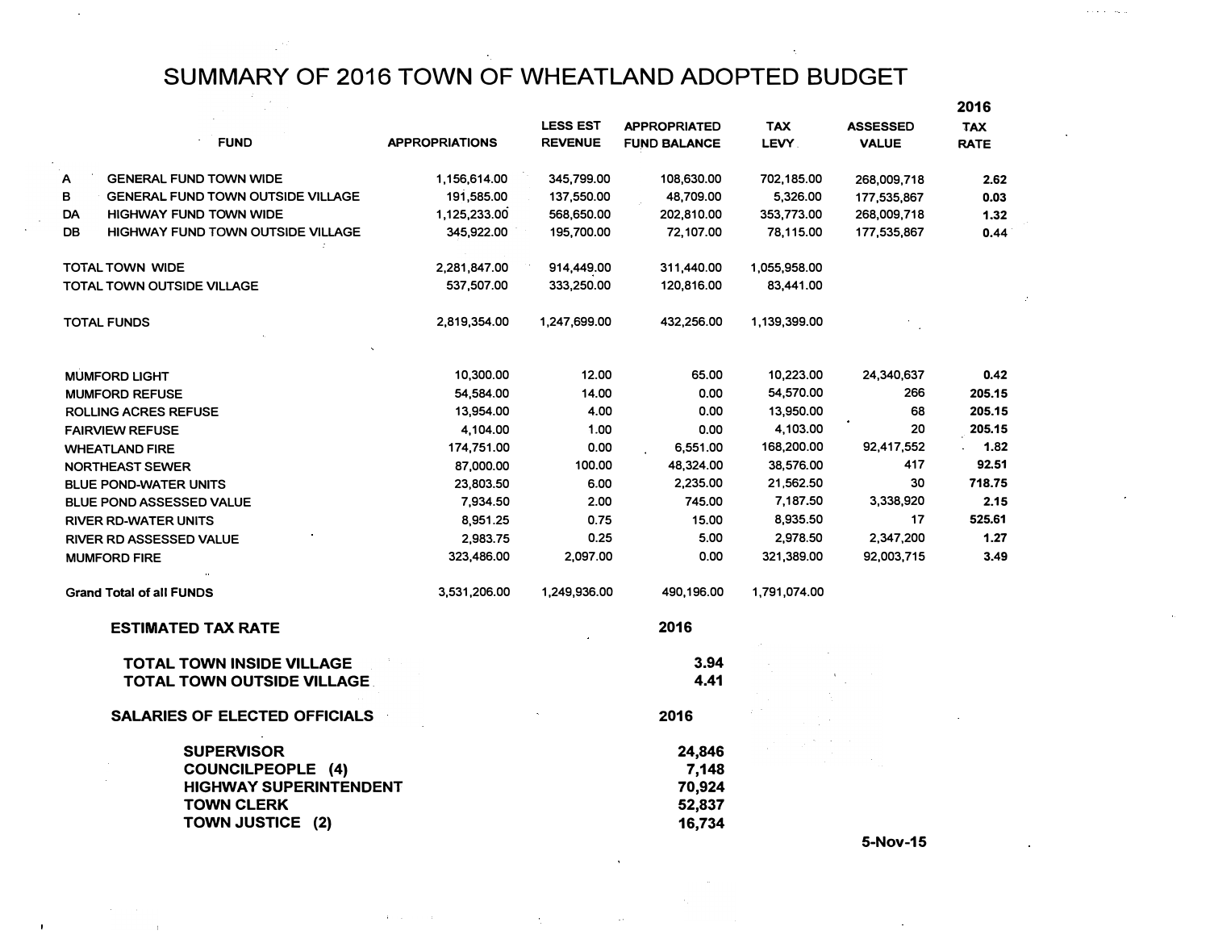# SUMMARY OF 2016 TOWN OF WHEATLAND ADOPTED BUDGET

| | FUND | APPROPRIATIONS | LESS EST REVENUE | APPROPRIATED FUND BALANCE | TAX LEVY | ASSESSED VALUE | 2016 TAX RATE |
|---|---|---|---|---|---|---|---|
| A | GENERAL FUND TOWN WIDE | 1,156,614.00 | 345,799.00 | 108,630.00 | 702,185.00 | 268,009,718 | 2.62 |
| B | GENERAL FUND TOWN OUTSIDE VILLAGE | 191,585.00 | 137,550.00 | 48,709.00 | 5,326.00 | 177,535,867 | 0.03 |
| DA | HIGHWAY FUND TOWN WIDE | 1,125,233.00 | 568,650.00 | 202,810.00 | 353,773.00 | 268,009,718 | 1.32 |
| DB | HIGHWAY FUND TOWN OUTSIDE VILLAGE | 345,922.00 | 195,700.00 | 72,107.00 | 78,115.00 | 177,535,867 | 0.44 |
| | TOTAL TOWN WIDE | 2,281,847.00 | 914,449.00 | 311,440.00 | 1,055,958.00 | | |
| | TOTAL TOWN OUTSIDE VILLAGE | 537,507.00 | 333,250.00 | 120,816.00 | 83,441.00 | | |
| | TOTAL FUNDS | 2,819,354.00 | 1,247,699.00 | 432,256.00 | 1,139,399.00 | | |
| | MUMFORD LIGHT | 10,300.00 | 12.00 | 65.00 | 10,223.00 | 24,340,637 | 0.42 |
| | MUMFORD REFUSE | 54,584.00 | 14.00 | 0.00 | 54,570.00 | 266 | 205.15 |
| | ROLLING ACRES REFUSE | 13,954.00 | 4.00 | 0.00 | 13,950.00 | 68 | 205.15 |
| | FAIRVIEW REFUSE | 4,104.00 | 1.00 | 0.00 | 4,103.00 | 20 | 205.15 |
| | WHEATLAND FIRE | 174,751.00 | 0.00 | 6,551.00 | 168,200.00 | 92,417,552 | 1.82 |
| | NORTHEAST SEWER | 87,000.00 | 100.00 | 48,324.00 | 38,576.00 | 417 | 92.51 |
| | BLUE POND-WATER UNITS | 23,803.50 | 6.00 | 2,235.00 | 21,562.50 | 30 | 718.75 |
| | BLUE POND ASSESSED VALUE | 7,934.50 | 2.00 | 745.00 | 7,187.50 | 3,338,920 | 2.15 |
| | RIVER RD-WATER UNITS | 8,951.25 | 0.75 | 15.00 | 8,935.50 | 17 | 525.61 |
| | RIVER RD ASSESSED VALUE | 2,983.75 | 0.25 | 5.00 | 2,978.50 | 2,347,200 | 1.27 |
| | MUMFORD FIRE | 323,486.00 | 2,097.00 | 0.00 | 321,389.00 | 92,003,715 | 3.49 |
| | Grand Total of all FUNDS | 3,531,206.00 | 1,249,936.00 | 490,196.00 | 1,791,074.00 | | |

| ESTIMATED TAX RATE | 2016 |
|---|---|
| TOTAL TOWN INSIDE VILLAGE | 3.94 |
| TOTAL TOWN OUTSIDE VILLAGE | 4.41 |

| SALARIES OF ELECTED OFFICIALS | 2016 |
|---|---|
| SUPERVISOR | 24,846 |
| COUNCILPEOPLE (4) | 7,148 |
| HIGHWAY SUPERINTENDENT | 70,924 |
| TOWN CLERK | 52,837 |
| TOWN JUSTICE (2) | 16,734 |

5-Nov-15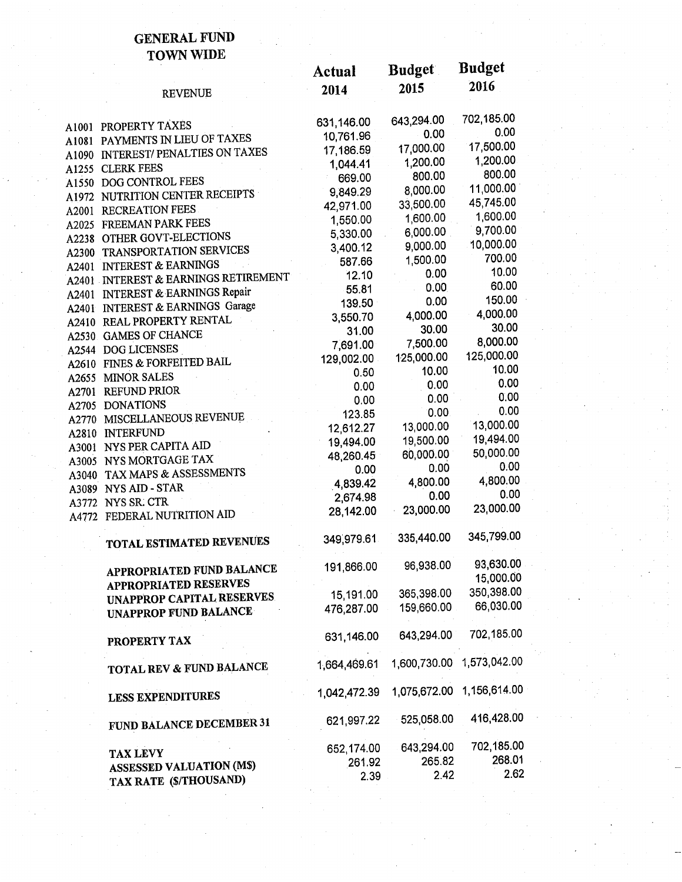# GENERAL FUND
## TOWN WIDE

| REVENUE | Actual 2014 | Budget 2015 | Budget 2016 |
|---|---|---|---|
| A1001 PROPERTY TAXES | 631,146.00 | 643,294.00 | 702,185.00 |
| A1081 PAYMENTS IN LIEU OF TAXES | 10,761.96 | 0.00 | 0.00 |
| A1090 INTEREST/ PENALTIES ON TAXES | 17,186.59 | 17,000.00 | 17,500.00 |
| A1255 CLERK FEES | 1,044.41 | 1,200.00 | 1,200.00 |
| A1550 DOG CONTROL FEES | 669.00 | 800.00 | 800.00 |
| A1972 NUTRITION CENTER RECEIPTS | 9,849.29 | 8,000.00 | 11,000.00 |
| A2001 RECREATION FEES | 42,971.00 | 33,500.00 | 45,745.00 |
| A2025 FREEMAN PARK FEES | 1,550.00 | 1,600.00 | 1,600.00 |
| A2238 OTHER GOVT-ELECTIONS | 5,330.00 | 6,000.00 | 9,700.00 |
| A2300 TRANSPORTATION SERVICES | 3,400.12 | 9,000.00 | 10,000.00 |
| A2401 INTEREST & EARNINGS | 587.66 | 1,500.00 | 700.00 |
| A2401 INTEREST & EARNINGS RETIREMENT | 12.10 | 0.00 | 10.00 |
| A2401 INTEREST & EARNINGS Repair | 55.81 | 0.00 | 60.00 |
| A2401 INTEREST & EARNINGS Garage | 139.50 | 0.00 | 150.00 |
| A2410 REAL PROPERTY RENTAL | 3,550.70 | 4,000.00 | 4,000.00 |
| A2530 GAMES OF CHANCE | 31.00 | 30.00 | 30.00 |
| A2544 DOG LICENSES | 7,691.00 | 7,500.00 | 8,000.00 |
| A2610 FINES & FORFEITED BAIL | 129,002.00 | 125,000.00 | 125,000.00 |
| A2655 MINOR SALES | 0.50 | 10.00 | 10.00 |
| A2701 REFUND PRIOR | 0.00 | 0.00 | 0.00 |
| A2705 DONATIONS | 0.00 | 0.00 | 0.00 |
| A2770 MISCELLANEOUS REVENUE | 123.85 | 0.00 | 0.00 |
| A2810 INTERFUND | 12,612.27 | 13,000.00 | 13,000.00 |
| A3001 NYS PER CAPITA AID | 19,494.00 | 19,500.00 | 19,494.00 |
| A3005 NYS MORTGAGE TAX | 48,260.45 | 60,000.00 | 50,000.00 |
| A3040 TAX MAPS & ASSESSMENTS | 0.00 | 0.00 | 0.00 |
| A3089 NYS AID - STAR | 4,839.42 | 4,800.00 | 4,800.00 |
| A3772 NYS SR. CTR | 2,674.98 | 0.00 | 0.00 |
| A4772 FEDERAL NUTRITION AID | 28,142.00 | 23,000.00 | 23,000.00 |
| **TOTAL ESTIMATED REVENUES** | 349,979.61 | 335,440.00 | 345,799.00 |
| **APPROPRIATED FUND BALANCE** | 191,866.00 | 96,938.00 | 93,630.00 |
| **APPROPRIATED RESERVES** | | | 15,000.00 |
| **UNAPPROP CAPITAL RESERVES** | 15,191.00 | 365,398.00 | 350,398.00 |
| **UNAPPROP FUND BALANCE** | 476,287.00 | 159,660.00 | 66,030.00 |
| **PROPERTY TAX** | 631,146.00 | 643,294.00 | 702,185.00 |
| **TOTAL REV & FUND BALANCE** | 1,664,469.61 | 1,600,730.00 | 1,573,042.00 |
| **LESS EXPENDITURES** | 1,042,472.39 | 1,075,672.00 | 1,156,614.00 |
| **FUND BALANCE DECEMBER 31** | 621,997.22 | 525,058.00 | 416,428.00 |
| **TAX LEVY** | 652,174.00 | 643,294.00 | 702,185.00 |
| **ASSESSED VALUATION (M$)** | 261.92 | 265.82 | 268.01 |
| **TAX RATE ($/THOUSAND)** | 2.39 | 2.42 | 2.62 |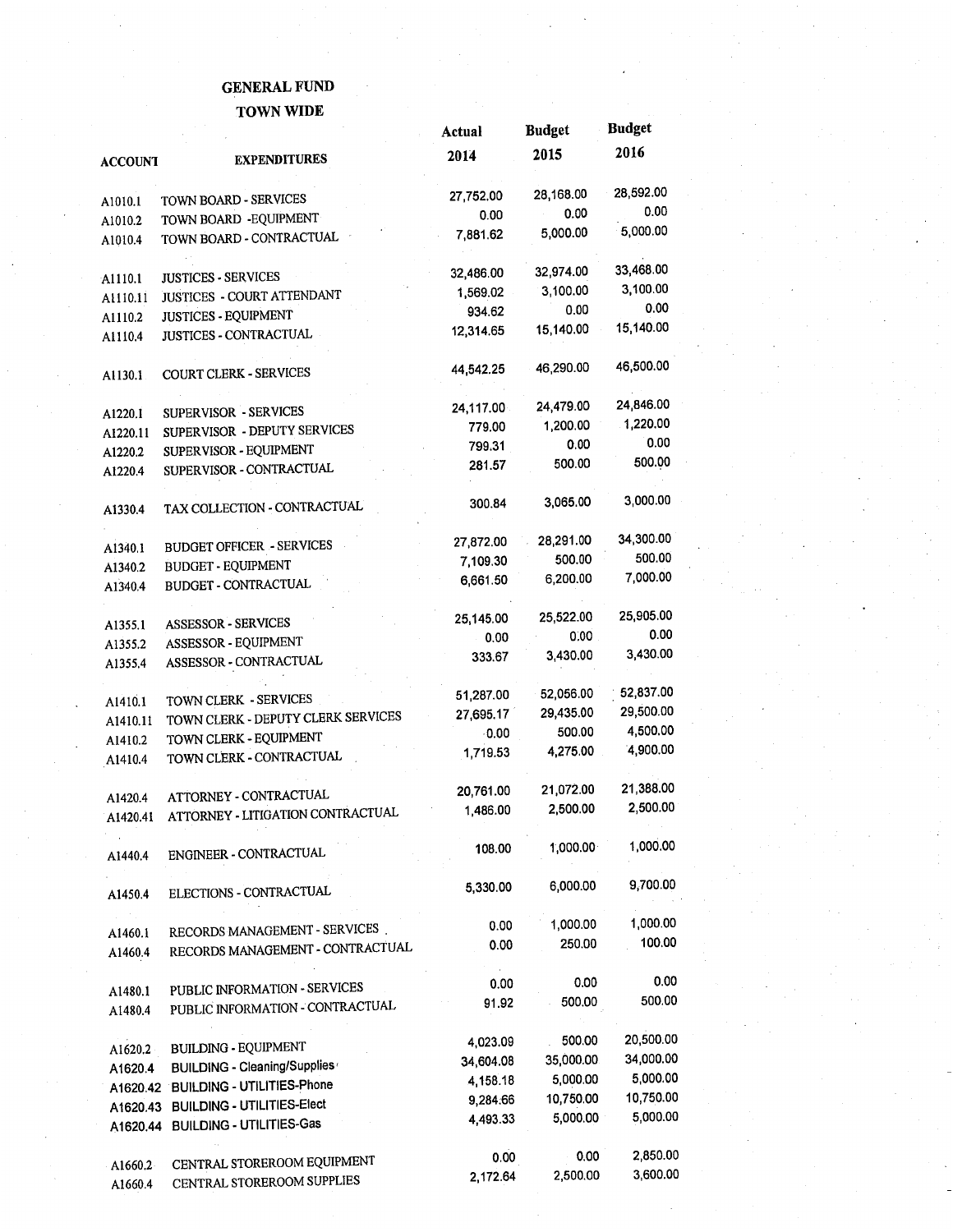# GENERAL FUND

## TOWN WIDE

| ACCOUNT | EXPENDITURES | Actual 2014 | Budget 2015 | Budget 2016 |
|---|---|---|---|---|
| A1010.1 | TOWN BOARD - SERVICES | 27,752.00 | 28,168.00 | 28,592.00 |
| A1010.2 | TOWN BOARD -EQUIPMENT | 0.00 | 0.00 | 0.00 |
| A1010.4 | TOWN BOARD - CONTRACTUAL | 7,881.62 | 5,000.00 | 5,000.00 |
| | | | | |
| A1110.1 | JUSTICES - SERVICES | 32,486.00 | 32,974.00 | 33,468.00 |
| A1110.11 | JUSTICES - COURT ATTENDANT | 1,569.02 | 3,100.00 | 3,100.00 |
| A1110.2 | JUSTICES - EQUIPMENT | 934.62 | 0.00 | 0.00 |
| A1110.4 | JUSTICES - CONTRACTUAL | 12,314.65 | 15,140.00 | 15,140.00 |
| | | | | |
| A1130.1 | COURT CLERK - SERVICES | 44,542.25 | 46,290.00 | 46,500.00 |
| | | | | |
| A1220.1 | SUPERVISOR - SERVICES | 24,117.00 | 24,479.00 | 24,846.00 |
| A1220.11 | SUPERVISOR - DEPUTY SERVICES | 779.00 | 1,200.00 | 1,220.00 |
| A1220.2 | SUPERVISOR - EQUIPMENT | 799.31 | 0.00 | 0.00 |
| A1220.4 | SUPERVISOR - CONTRACTUAL | 281.57 | 500.00 | 500.00 |
| | | | | |
| A1330.4 | TAX COLLECTION - CONTRACTUAL | 300.84 | 3,065.00 | 3,000.00 |
| | | | | |
| A1340.1 | BUDGET OFFICER - SERVICES | 27,872.00 | 28,291.00 | 34,300.00 |
| A1340.2 | BUDGET - EQUIPMENT | 7,109.30 | 500.00 | 500.00 |
| A1340.4 | BUDGET - CONTRACTUAL | 6,661.50 | 6,200.00 | 7,000.00 |
| | | | | |
| A1355.1 | ASSESSOR - SERVICES | 25,145.00 | 25,522.00 | 25,905.00 |
| A1355.2 | ASSESSOR - EQUIPMENT | 0.00 | 0.00 | 0.00 |
| A1355.4 | ASSESSOR - CONTRACTUAL | 333.67 | 3,430.00 | 3,430.00 |
| | | | | |
| A1410.1 | TOWN CLERK - SERVICES | 51,287.00 | 52,056.00 | 52,837.00 |
| A1410.11 | TOWN CLERK - DEPUTY CLERK SERVICES | 27,695.17 | 29,435.00 | 29,500.00 |
| A1410.2 | TOWN CLERK - EQUIPMENT | 0.00 | 500.00 | 4,500.00 |
| A1410.4 | TOWN CLERK - CONTRACTUAL | 1,719.53 | 4,275.00 | 4,900.00 |
| | | | | |
| A1420.4 | ATTORNEY - CONTRACTUAL | 20,761.00 | 21,072.00 | 21,388.00 |
| A1420.41 | ATTORNEY - LITIGATION CONTRACTUAL | 1,486.00 | 2,500.00 | 2,500.00 |
| | | | | |
| A1440.4 | ENGINEER - CONTRACTUAL | 108.00 | 1,000.00 | 1,000.00 |
| | | | | |
| A1450.4 | ELECTIONS - CONTRACTUAL | 5,330.00 | 6,000.00 | 9,700.00 |
| | | | | |
| A1460.1 | RECORDS MANAGEMENT - SERVICES | 0.00 | 1,000.00 | 1,000.00 |
| A1460.4 | RECORDS MANAGEMENT - CONTRACTUAL | 0.00 | 250.00 | 100.00 |
| | | | | |
| A1480.1 | PUBLIC INFORMATION - SERVICES | 0.00 | 0.00 | 0.00 |
| A1480.4 | PUBLIC INFORMATION - CONTRACTUAL | 91.92 | 500.00 | 500.00 |
| | | | | |
| A1620.2 | BUILDING - EQUIPMENT | 4,023.09 | 500.00 | 20,500.00 |
| A1620.4 | BUILDING - Cleaning/Supplies | 34,604.08 | 35,000.00 | 34,000.00 |
| A1620.42 | BUILDING - UTILITIES-Phone | 4,158.18 | 5,000.00 | 5,000.00 |
| A1620.43 | BUILDING - UTILITIES-Elect | 9,284.66 | 10,750.00 | 10,750.00 |
| A1620.44 | BUILDING - UTILITIES-Gas | 4,493.33 | 5,000.00 | 5,000.00 |
| | | | | |
| A1660.2 | CENTRAL STOREROOM EQUIPMENT | 0.00 | 0.00 | 2,850.00 |
| A1660.4 | CENTRAL STOREROOM SUPPLIES | 2,172.64 | 2,500.00 | 3,600.00 |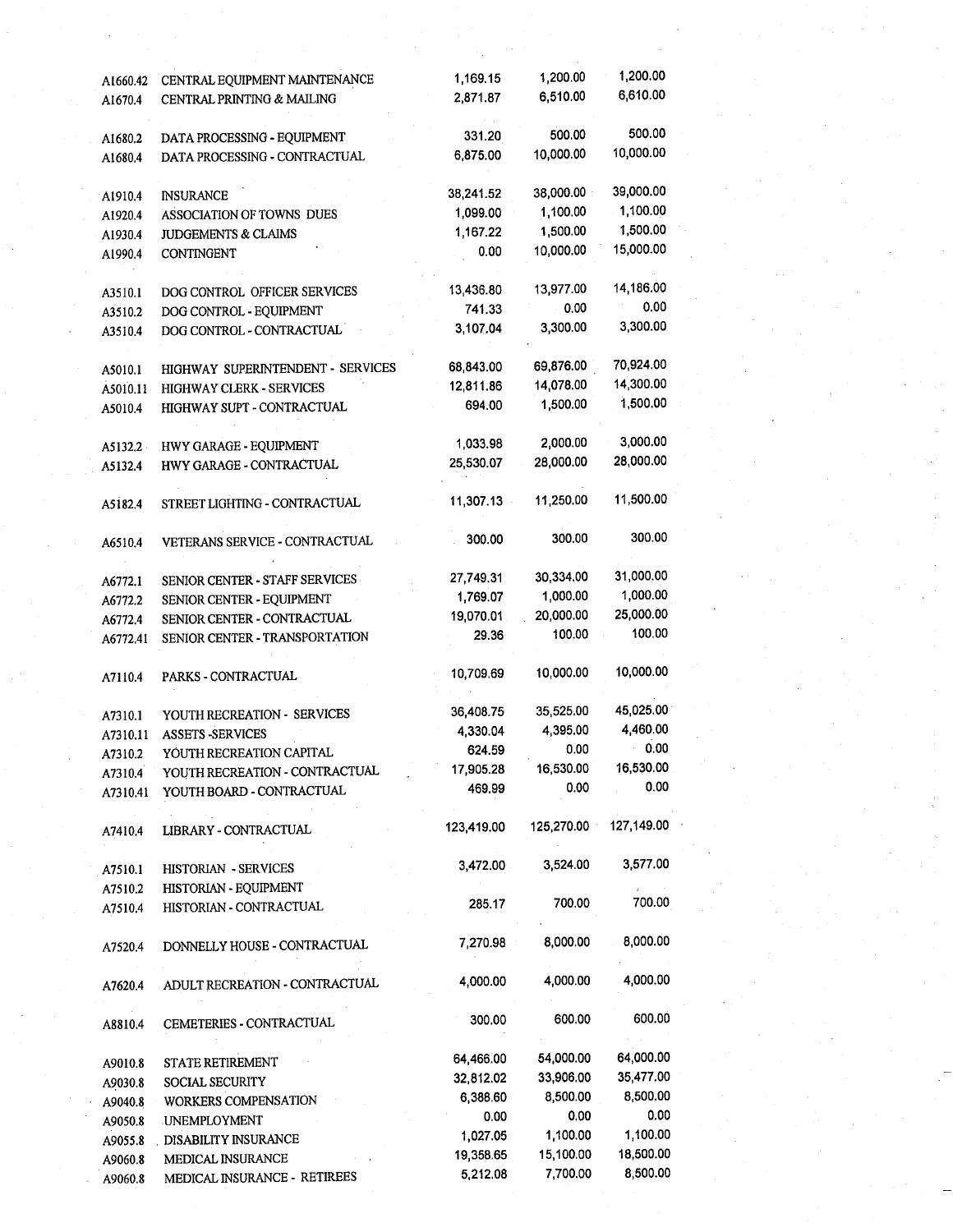| | | | | |
|---|---|---|---|---|
| A1660.42 | CENTRAL EQUIPMENT MAINTENANCE | 1,169.15 | 1,200.00 | 1,200.00 |
| A1670.4 | CENTRAL PRINTING & MAILING | 2,871.87 | 6,510.00 | 6,610.00 |
| | | | | |
| A1680.2 | DATA PROCESSING - EQUIPMENT | 331.20 | 500.00 | 500.00 |
| A1680.4 | DATA PROCESSING - CONTRACTUAL | 6,875.00 | 10,000.00 | 10,000.00 |
| | | | | |
| A1910.4 | INSURANCE | 38,241.52 | 38,000.00 | 39,000.00 |
| A1920.4 | ASSOCIATION OF TOWNS DUES | 1,099.00 | 1,100.00 | 1,100.00 |
| A1930.4 | JUDGEMENTS & CLAIMS | 1,167.22 | 1,500.00 | 1,500.00 |
| A1990.4 | CONTINGENT | 0.00 | 10,000.00 | 15,000.00 |
| | | | | |
| A3510.1 | DOG CONTROL OFFICER SERVICES | 13,436.80 | 13,977.00 | 14,186.00 |
| A3510.2 | DOG CONTROL - EQUIPMENT | 741.33 | 0.00 | 0.00 |
| A3510.4 | DOG CONTROL - CONTRACTUAL | 3,107.04 | 3,300.00 | 3,300.00 |
| | | | | |
| A5010.1 | HIGHWAY SUPERINTENDENT - SERVICES | 68,843.00 | 69,876.00 | 70,924.00 |
| A5010.11 | HIGHWAY CLERK - SERVICES | 12,811.86 | 14,078.00 | 14,300.00 |
| A5010.4 | HIGHWAY SUPT - CONTRACTUAL | 694.00 | 1,500.00 | 1,500.00 |
| | | | | |
| A5132.2 | HWY GARAGE - EQUIPMENT | 1,033.98 | 2,000.00 | 3,000.00 |
| A5132.4 | HWY GARAGE - CONTRACTUAL | 25,530.07 | 28,000.00 | 28,000.00 |
| | | | | |
| A5182.4 | STREET LIGHTING - CONTRACTUAL | 11,307.13 | 11,250.00 | 11,500.00 |
| | | | | |
| A6510.4 | VETERANS SERVICE - CONTRACTUAL | 300.00 | 300.00 | 300.00 |
| | | | | |
| A6772.1 | SENIOR CENTER - STAFF SERVICES | 27,749.31 | 30,334.00 | 31,000.00 |
| A6772.2 | SENIOR CENTER - EQUIPMENT | 1,769.07 | 1,000.00 | 1,000.00 |
| A6772.4 | SENIOR CENTER - CONTRACTUAL | 19,070.01 | 20,000.00 | 25,000.00 |
| A6772.41 | SENIOR CENTER - TRANSPORTATION | 29.36 | 100.00 | 100.00 |
| | | | | |
| A7110.4 | PARKS - CONTRACTUAL | 10,709.69 | 10,000.00 | 10,000.00 |
| | | | | |
| A7310.1 | YOUTH RECREATION - SERVICES | 36,408.75 | 35,525.00 | 45,025.00 |
| A7310.11 | ASSETS -SERVICES | 4,330.04 | 4,395.00 | 4,460.00 |
| A7310.2 | YOUTH RECREATION CAPITAL | 624.59 | 0.00 | 0.00 |
| A7310.4 | YOUTH RECREATION - CONTRACTUAL | 17,905.28 | 16,530.00 | 16,530.00 |
| A7310.41 | YOUTH BOARD - CONTRACTUAL | 469.99 | 0.00 | 0.00 |
| | | | | |
| A7410.4 | LIBRARY - CONTRACTUAL | 123,419.00 | 125,270.00 | 127,149.00 |
| | | | | |
| A7510.1 | HISTORIAN - SERVICES | 3,472.00 | 3,524.00 | 3,577.00 |
| A7510.2 | HISTORIAN - EQUIPMENT | | | |
| A7510.4 | HISTORIAN - CONTRACTUAL | 285.17 | 700.00 | 700.00 |
| | | | | |
| A7520.4 | DONNELLY HOUSE - CONTRACTUAL | 7,270.98 | 8,000.00 | 8,000.00 |
| | | | | |
| A7620.4 | ADULT RECREATION - CONTRACTUAL | 4,000.00 | 4,000.00 | 4,000.00 |
| | | | | |
| A8810.4 | CEMETERIES - CONTRACTUAL | 300.00 | 600.00 | 600.00 |
| | | | | |
| A9010.8 | STATE RETIREMENT | 64,466.00 | 54,000.00 | 64,000.00 |
| A9030.8 | SOCIAL SECURITY | 32,812.02 | 33,906.00 | 35,477.00 |
| A9040.8 | WORKERS COMPENSATION | 6,388.60 | 8,500.00 | 8,500.00 |
| A9050.8 | UNEMPLOYMENT | 0.00 | 0.00 | 0.00 |
| A9055.8 | DISABILITY INSURANCE | 1,027.05 | 1,100.00 | 1,100.00 |
| A9060.8 | MEDICAL INSURANCE | 19,358.65 | 15,100.00 | 18,500.00 |
| A9060.8 | MEDICAL INSURANCE - RETIREES | 5,212.08 | 7,700.00 | 8,500.00 |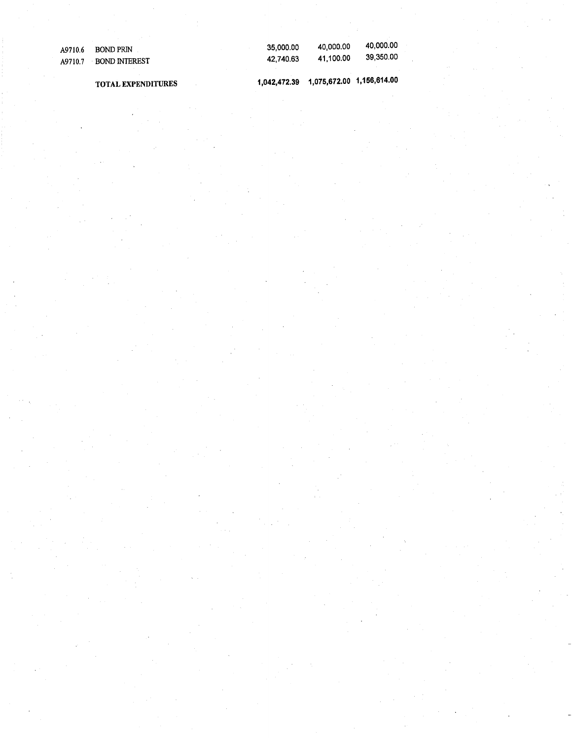| | | | | |
|---|---|---|---|---|
| A9710.6 | BOND PRIN | 35,000.00 | 40,000.00 | 40,000.00 |
| A9710.7 | BOND INTEREST | 42,740.63 | 41,100.00 | 39,350.00 |
| | **TOTAL EXPENDITURES** | **1,042,472.39** | **1,075,672.00** | **1,156,614.00** |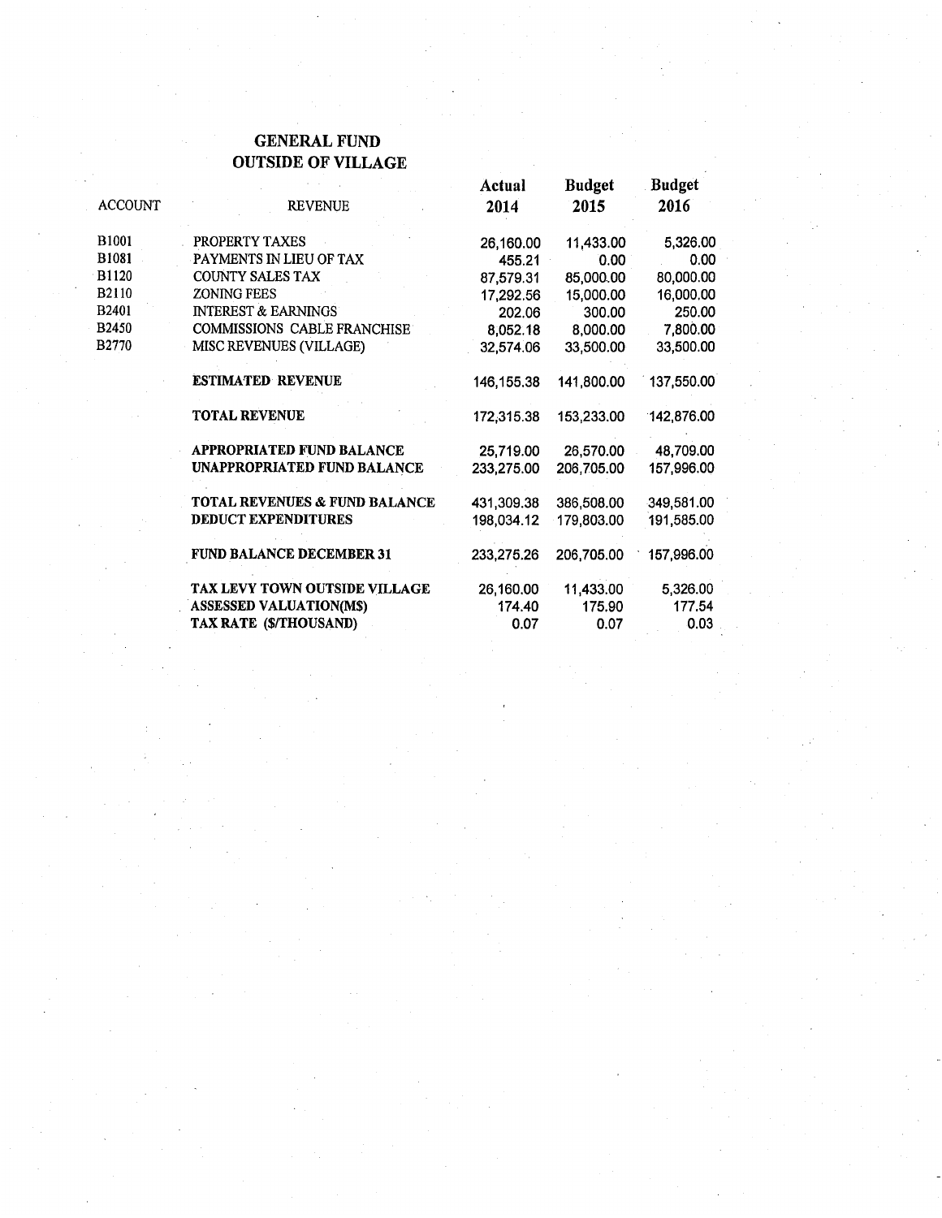# GENERAL FUND
## OUTSIDE OF VILLAGE

| ACCOUNT | REVENUE | Actual 2014 | Budget 2015 | Budget 2016 |
|---|---|---|---|---|
| B1001 | PROPERTY TAXES | 26,160.00 | 11,433.00 | 5,326.00 |
| B1081 | PAYMENTS IN LIEU OF TAX | 455.21 | 0.00 | 0.00 |
| B1120 | COUNTY SALES TAX | 87,579.31 | 85,000.00 | 80,000.00 |
| B2110 | ZONING FEES | 17,292.56 | 15,000.00 | 16,000.00 |
| B2401 | INTEREST & EARNINGS | 202.06 | 300.00 | 250.00 |
| B2450 | COMMISSIONS CABLE FRANCHISE | 8,052.18 | 8,000.00 | 7,800.00 |
| B2770 | MISC REVENUES (VILLAGE) | 32,574.06 | 33,500.00 | 33,500.00 |
| | **ESTIMATED REVENUE** | 146,155.38 | 141,800.00 | 137,550.00 |
| | **TOTAL REVENUE** | 172,315.38 | 153,233.00 | 142,876.00 |
| | **APPROPRIATED FUND BALANCE** | 25,719.00 | 26,570.00 | 48,709.00 |
| | **UNAPPROPRIATED FUND BALANCE** | 233,275.00 | 206,705.00 | 157,996.00 |
| | **TOTAL REVENUES & FUND BALANCE** | 431,309.38 | 386,508.00 | 349,581.00 |
| | **DEDUCT EXPENDITURES** | 198,034.12 | 179,803.00 | 191,585.00 |
| | **FUND BALANCE DECEMBER 31** | 233,275.26 | 206,705.00 | 157,996.00 |
| | **TAX LEVY TOWN OUTSIDE VILLAGE** | 26,160.00 | 11,433.00 | 5,326.00 |
| | **ASSESSED VALUATION(M$)** | 174.40 | 175.90 | 177.54 |
| | **TAX RATE ($/THOUSAND)** | 0.07 | 0.07 | 0.03 |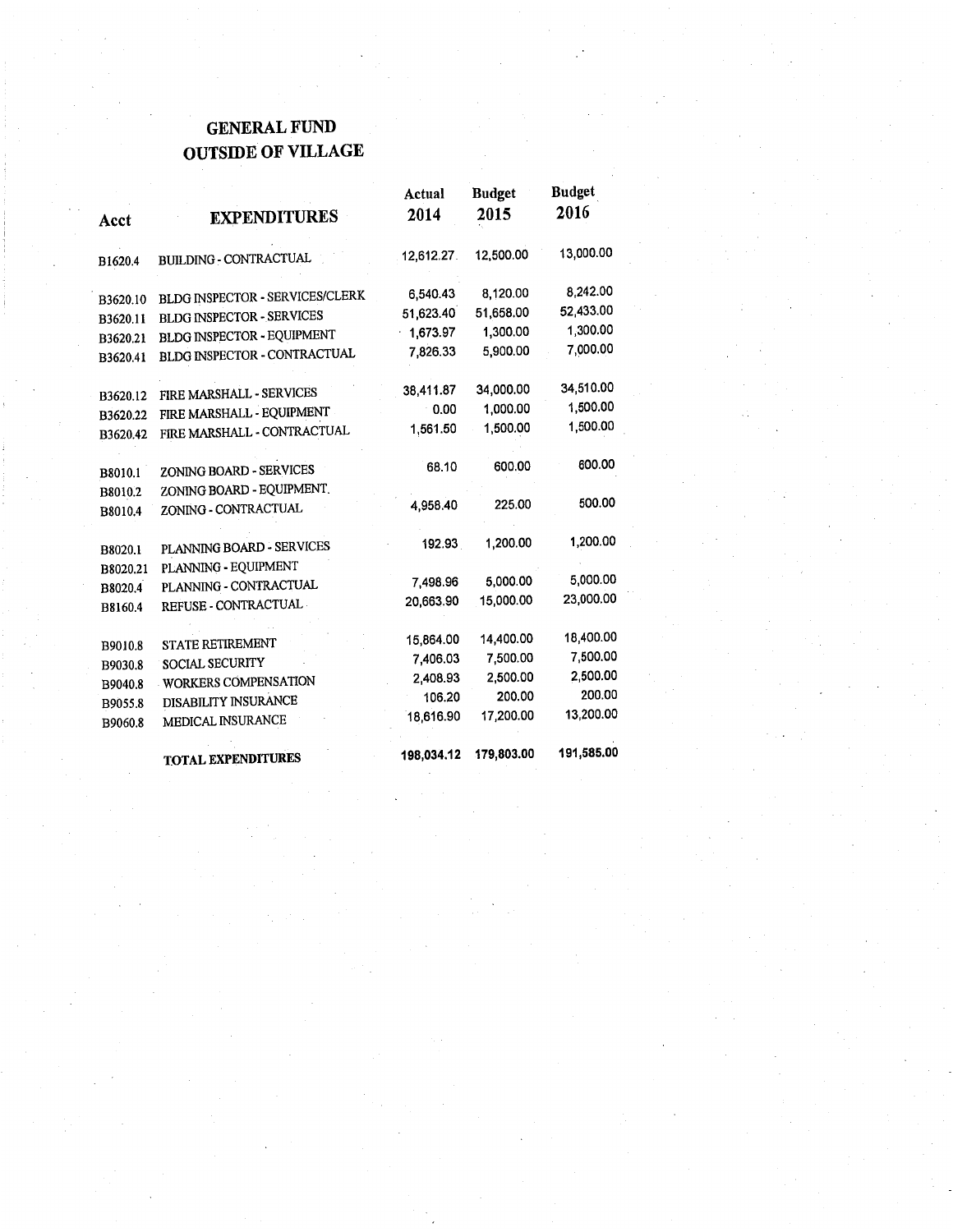# GENERAL FUND
## OUTSIDE OF VILLAGE

| Acct | EXPENDITURES | Actual 2014 | Budget 2015 | Budget 2016 |
|---|---|---|---|---|
| B1620.4 | BUILDING - CONTRACTUAL | 12,612.27 | 12,500.00 | 13,000.00 |
| | | | | |
| B3620.10 | BLDG INSPECTOR - SERVICES/CLERK | 6,540.43 | 8,120.00 | 8,242.00 |
| B3620.11 | BLDG INSPECTOR - SERVICES | 51,623.40 | 51,658.00 | 52,433.00 |
| B3620.21 | BLDG INSPECTOR - EQUIPMENT | 1,673.97 | 1,300.00 | 1,300.00 |
| B3620.41 | BLDG INSPECTOR - CONTRACTUAL | 7,826.33 | 5,900.00 | 7,000.00 |
| | | | | |
| B3620.12 | FIRE MARSHALL - SERVICES | 38,411.87 | 34,000.00 | 34,510.00 |
| B3620.22 | FIRE MARSHALL - EQUIPMENT | 0.00 | 1,000.00 | 1,500.00 |
| B3620.42 | FIRE MARSHALL - CONTRACTUAL | 1,561.50 | 1,500.00 | 1,500.00 |
| | | | | |
| B8010.1 | ZONING BOARD - SERVICES | 68.10 | 600.00 | 600.00 |
| B8010.2 | ZONING BOARD - EQUIPMENT. | | | |
| B8010.4 | ZONING - CONTRACTUAL | 4,958.40 | 225.00 | 500.00 |
| | | | | |
| B8020.1 | PLANNING BOARD - SERVICES | 192.93 | 1,200.00 | 1,200.00 |
| B8020.21 | PLANNING - EQUIPMENT | | | |
| B8020.4 | PLANNING - CONTRACTUAL | 7,498.96 | 5,000.00 | 5,000.00 |
| B8160.4 | REFUSE - CONTRACTUAL | 20,663.90 | 15,000.00 | 23,000.00 |
| | | | | |
| B9010.8 | STATE RETIREMENT | 15,864.00 | 14,400.00 | 18,400.00 |
| B9030.8 | SOCIAL SECURITY | 7,406.03 | 7,500.00 | 7,500.00 |
| B9040.8 | WORKERS COMPENSATION | 2,408.93 | 2,500.00 | 2,500.00 |
| B9055.8 | DISABILITY INSURANCE | 106.20 | 200.00 | 200.00 |
| B9060.8 | MEDICAL INSURANCE | 18,616.90 | 17,200.00 | 13,200.00 |
| | | | | |
| | **TOTAL EXPENDITURES** | **198,034.12** | **179,803.00** | **191,585.00** |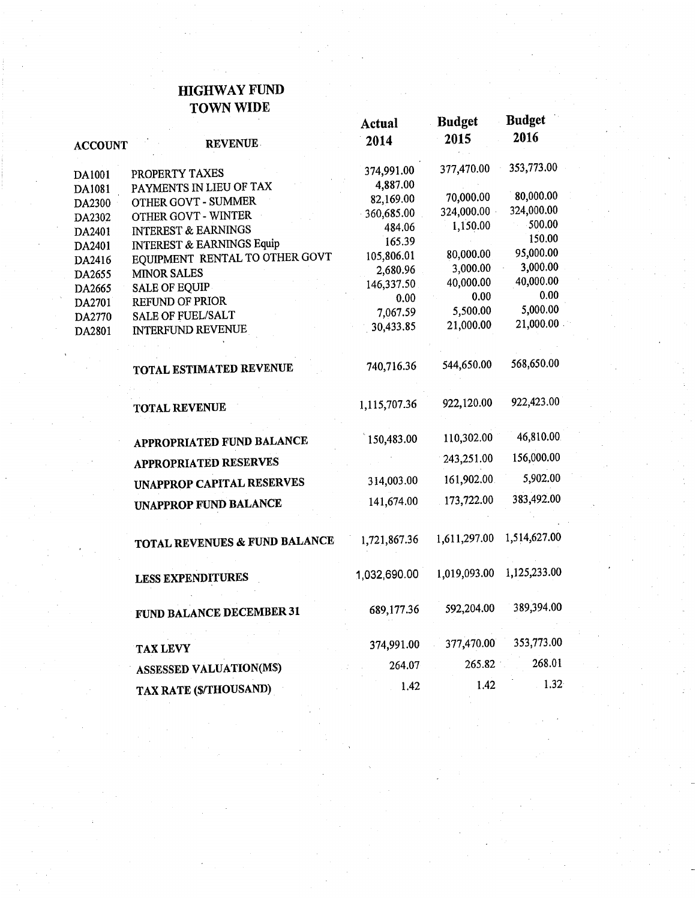# HIGHWAY FUND

## TOWN WIDE

| ACCOUNT | REVENUE | Actual 2014 | Budget 2015 | Budget 2016 |
|---|---|---|---|---|
| DA1001 | PROPERTY TAXES | 374,991.00 | 377,470.00 | 353,773.00 |
| DA1081 | PAYMENTS IN LIEU OF TAX | 4,887.00 | | |
| DA2300 | OTHER GOVT - SUMMER | 82,169.00 | 70,000.00 | 80,000.00 |
| DA2302 | OTHER GOVT - WINTER | 360,685.00 | 324,000.00 | 324,000.00 |
| DA2401 | INTEREST & EARNINGS | 484.06 | 1,150.00 | 500.00 |
| DA2401 | INTEREST & EARNINGS Equip | 165.39 | | 150.00 |
| DA2416 | EQUIPMENT RENTAL TO OTHER GOVT | 105,806.01 | 80,000.00 | 95,000.00 |
| DA2655 | MINOR SALES | 2,680.96 | 3,000.00 | 3,000.00 |
| DA2665 | SALE OF EQUIP | 146,337.50 | 40,000.00 | 40,000.00 |
| DA2701 | REFUND OF PRIOR | 0.00 | 0.00 | 0.00 |
| DA2770 | SALE OF FUEL/SALT | 7,067.59 | 5,500.00 | 5,000.00 |
| DA2801 | INTERFUND REVENUE | 30,433.85 | 21,000.00 | 21,000.00 |
| | **TOTAL ESTIMATED REVENUE** | 740,716.36 | 544,650.00 | 568,650.00 |
| | **TOTAL REVENUE** | 1,115,707.36 | 922,120.00 | 922,423.00 |
| | **APPROPRIATED FUND BALANCE** | 150,483.00 | 110,302.00 | 46,810.00 |
| | **APPROPRIATED RESERVES** | | 243,251.00 | 156,000.00 |
| | **UNAPPROP CAPITAL RESERVES** | 314,003.00 | 161,902.00 | 5,902.00 |
| | **UNAPPROP FUND BALANCE** | 141,674.00 | 173,722.00 | 383,492.00 |
| | **TOTAL REVENUES & FUND BALANCE** | 1,721,867.36 | 1,611,297.00 | 1,514,627.00 |
| | **LESS EXPENDITURES** | 1,032,690.00 | 1,019,093.00 | 1,125,233.00 |
| | **FUND BALANCE DECEMBER 31** | 689,177.36 | 592,204.00 | 389,394.00 |
| | **TAX LEVY** | 374,991.00 | 377,470.00 | 353,773.00 |
| | **ASSESSED VALUATION(M$)** | 264.07 | 265.82 | 268.01 |
| | **TAX RATE ($/THOUSAND)** | 1.42 | 1.42 | 1.32 |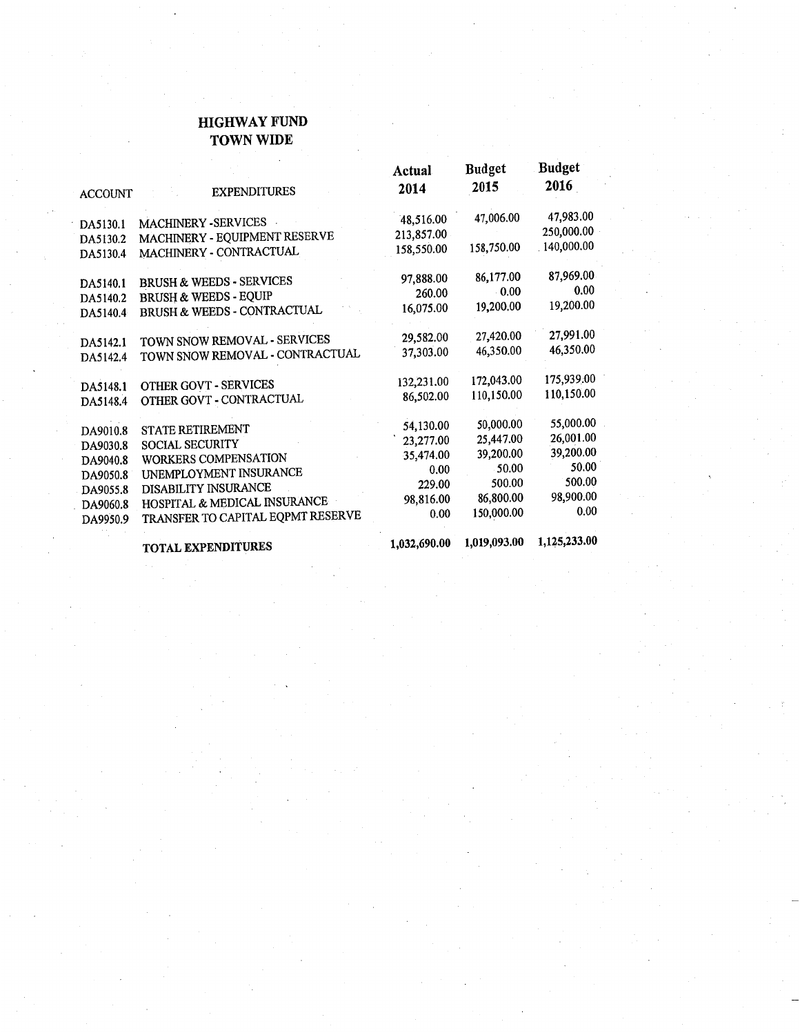# HIGHWAY FUND
## TOWN WIDE

| ACCOUNT | EXPENDITURES | Actual 2014 | Budget 2015 | Budget 2016 |
|---|---|---|---|---|
| DA5130.1 | MACHINERY -SERVICES | 48,516.00 | 47,006.00 | 47,983.00 |
| DA5130.2 | MACHINERY - EQUIPMENT RESERVE | 213,857.00 | | 250,000.00 |
| DA5130.4 | MACHINERY - CONTRACTUAL | 158,550.00 | 158,750.00 | 140,000.00 |
| DA5140.1 | BRUSH & WEEDS - SERVICES | 97,888.00 | 86,177.00 | 87,969.00 |
| DA5140.2 | BRUSH & WEEDS - EQUIP | 260.00 | 0.00 | 0.00 |
| DA5140.4 | BRUSH & WEEDS - CONTRACTUAL | 16,075.00 | 19,200.00 | 19,200.00 |
| DA5142.1 | TOWN SNOW REMOVAL - SERVICES | 29,582.00 | 27,420.00 | 27,991.00 |
| DA5142.4 | TOWN SNOW REMOVAL - CONTRACTUAL | 37,303.00 | 46,350.00 | 46,350.00 |
| DA5148.1 | OTHER GOVT - SERVICES | 132,231.00 | 172,043.00 | 175,939.00 |
| DA5148.4 | OTHER GOVT - CONTRACTUAL | 86,502.00 | 110,150.00 | 110,150.00 |
| DA9010.8 | STATE RETIREMENT | 54,130.00 | 50,000.00 | 55,000.00 |
| DA9030.8 | SOCIAL SECURITY | 23,277.00 | 25,447.00 | 26,001.00 |
| DA9040.8 | WORKERS COMPENSATION | 35,474.00 | 39,200.00 | 39,200.00 |
| DA9050.8 | UNEMPLOYMENT INSURANCE | 0.00 | 50.00 | 50.00 |
| DA9055.8 | DISABILITY INSURANCE | 229.00 | 500.00 | 500.00 |
| DA9060.8 | HOSPITAL & MEDICAL INSURANCE | 98,816.00 | 86,800.00 | 98,900.00 |
| DA9950.9 | TRANSFER TO CAPITAL EQPMT RESERVE | 0.00 | 150,000.00 | 0.00 |
| | **TOTAL EXPENDITURES** | 1,032,690.00 | 1,019,093.00 | 1,125,233.00 |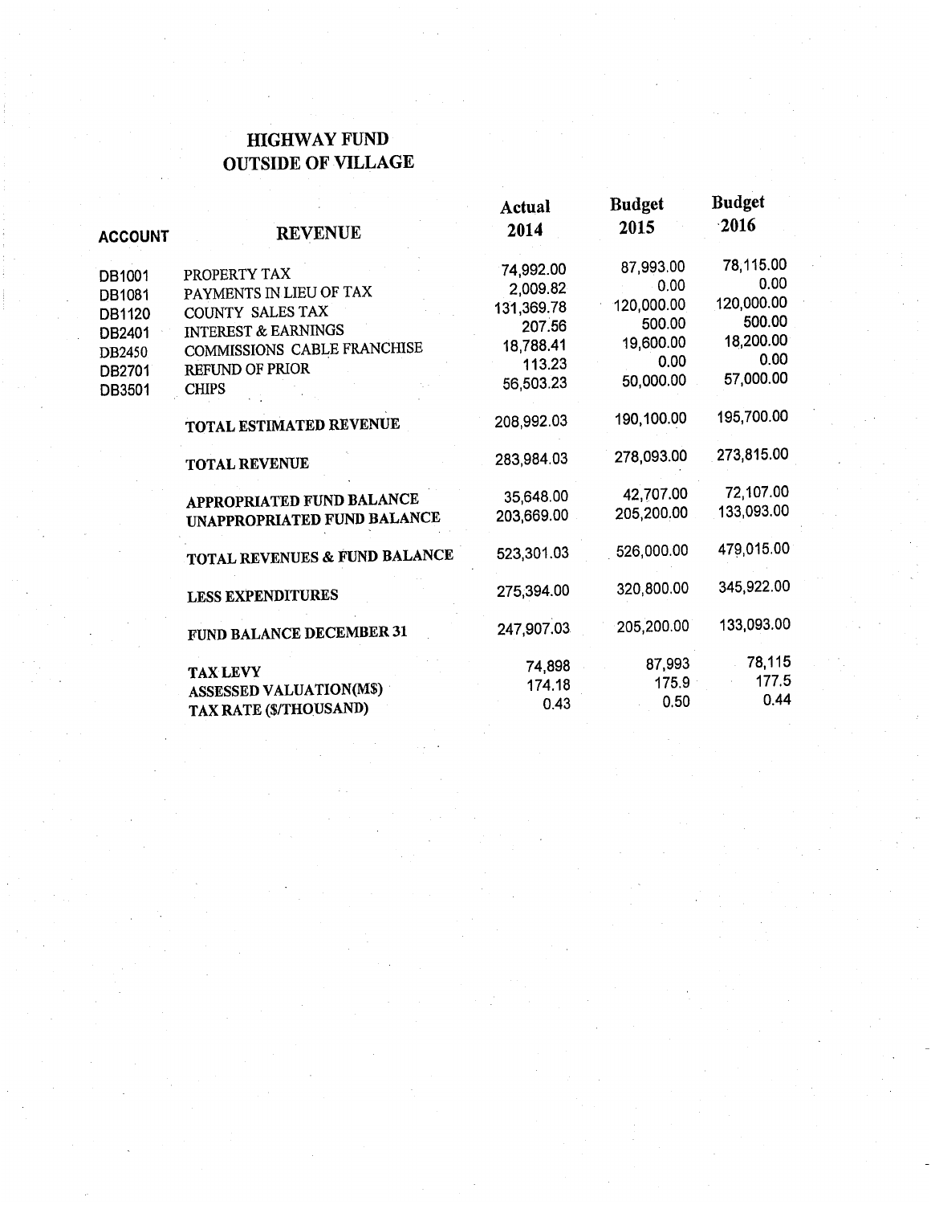# HIGHWAY FUND
## OUTSIDE OF VILLAGE

| ACCOUNT | REVENUE | Actual 2014 | Budget 2015 | Budget 2016 |
|---|---|---|---|---|
| DB1001 | PROPERTY TAX | 74,992.00 | 87,993.00 | 78,115.00 |
| DB1081 | PAYMENTS IN LIEU OF TAX | 2,009.82 | 0.00 | 0.00 |
| DB1120 | COUNTY SALES TAX | 131,369.78 | 120,000.00 | 120,000.00 |
| DB2401 | INTEREST & EARNINGS | 207.56 | 500.00 | 500.00 |
| DB2450 | COMMISSIONS CABLE FRANCHISE | 18,788.41 | 19,600.00 | 18,200.00 |
| DB2701 | REFUND OF PRIOR | 113.23 | 0.00 | 0.00 |
| DB3501 | CHIPS | 56,503.23 | 50,000.00 | 57,000.00 |
| | **TOTAL ESTIMATED REVENUE** | 208,992.03 | 190,100.00 | 195,700.00 |
| | **TOTAL REVENUE** | 283,984.03 | 278,093.00 | 273,815.00 |
| | **APPROPRIATED FUND BALANCE** | 35,648.00 | 42,707.00 | 72,107.00 |
| | **UNAPPROPRIATED FUND BALANCE** | 203,669.00 | 205,200.00 | 133,093.00 |
| | **TOTAL REVENUES & FUND BALANCE** | 523,301.03 | 526,000.00 | 479,015.00 |
| | **LESS EXPENDITURES** | 275,394.00 | 320,800.00 | 345,922.00 |
| | **FUND BALANCE DECEMBER 31** | 247,907.03 | 205,200.00 | 133,093.00 |
| | **TAX LEVY** | 74,898 | 87,993 | 78,115 |
| | **ASSESSED VALUATION(M$)** | 174.18 | 175.9 | 177.5 |
| | **TAX RATE ($/THOUSAND)** | 0.43 | 0.50 | 0.44 |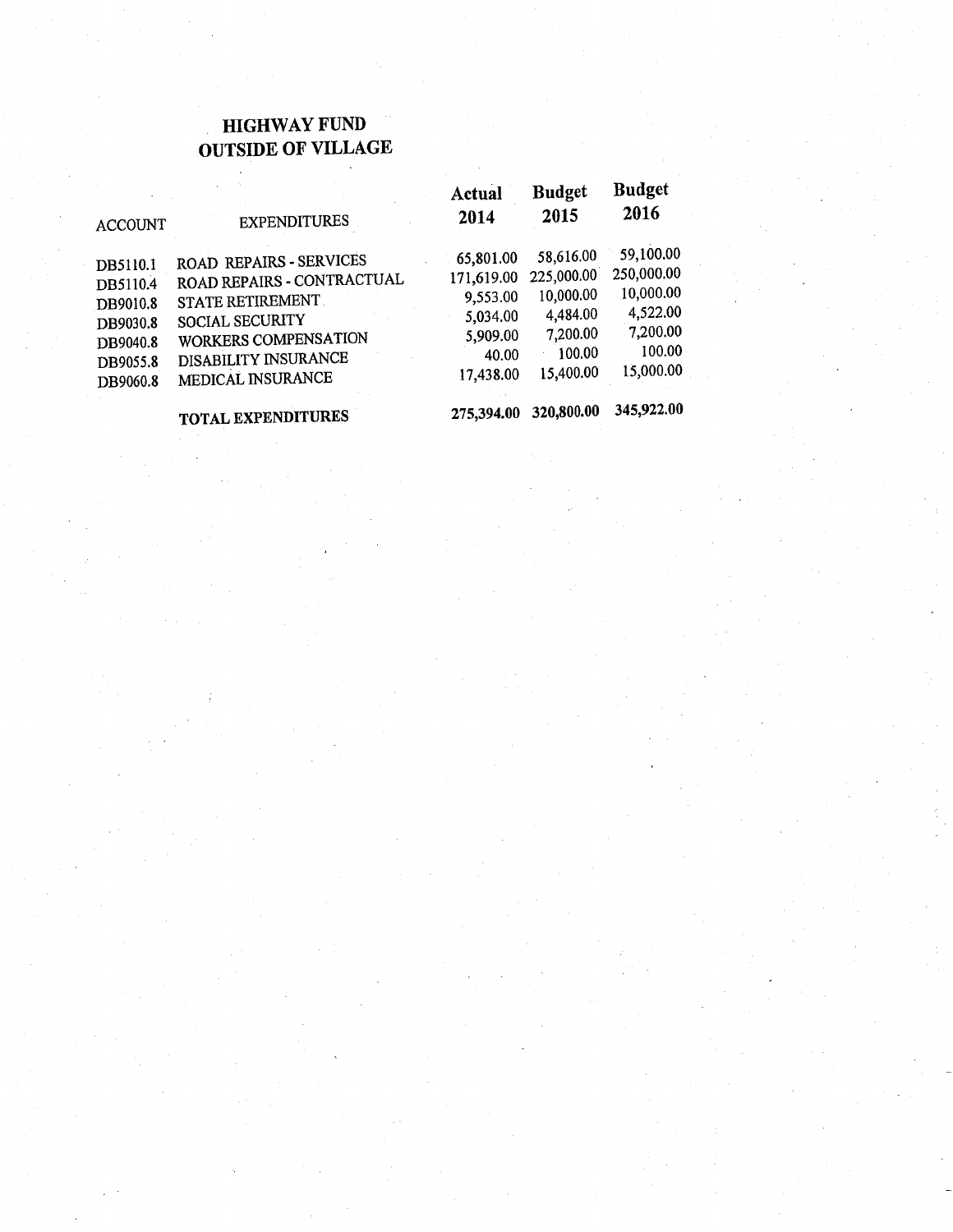# HIGHWAY FUND
## OUTSIDE OF VILLAGE

| ACCOUNT | EXPENDITURES | Actual 2014 | Budget 2015 | Budget 2016 |
|---|---|---|---|---|
| DB5110.1 | ROAD REPAIRS - SERVICES | 65,801.00 | 58,616.00 | 59,100.00 |
| DB5110.4 | ROAD REPAIRS - CONTRACTUAL | 171,619.00 | 225,000.00 | 250,000.00 |
| DB9010.8 | STATE RETIREMENT | 9,553.00 | 10,000.00 | 10,000.00 |
| DB9030.8 | SOCIAL SECURITY | 5,034.00 | 4,484.00 | 4,522.00 |
| DB9040.8 | WORKERS COMPENSATION | 5,909.00 | 7,200.00 | 7,200.00 |
| DB9055.8 | DISABILITY INSURANCE | 40.00 | 100.00 | 100.00 |
| DB9060.8 | MEDICAL INSURANCE | 17,438.00 | 15,400.00 | 15,000.00 |
| | **TOTAL EXPENDITURES** | **275,394.00** | **320,800.00** | **345,922.00** |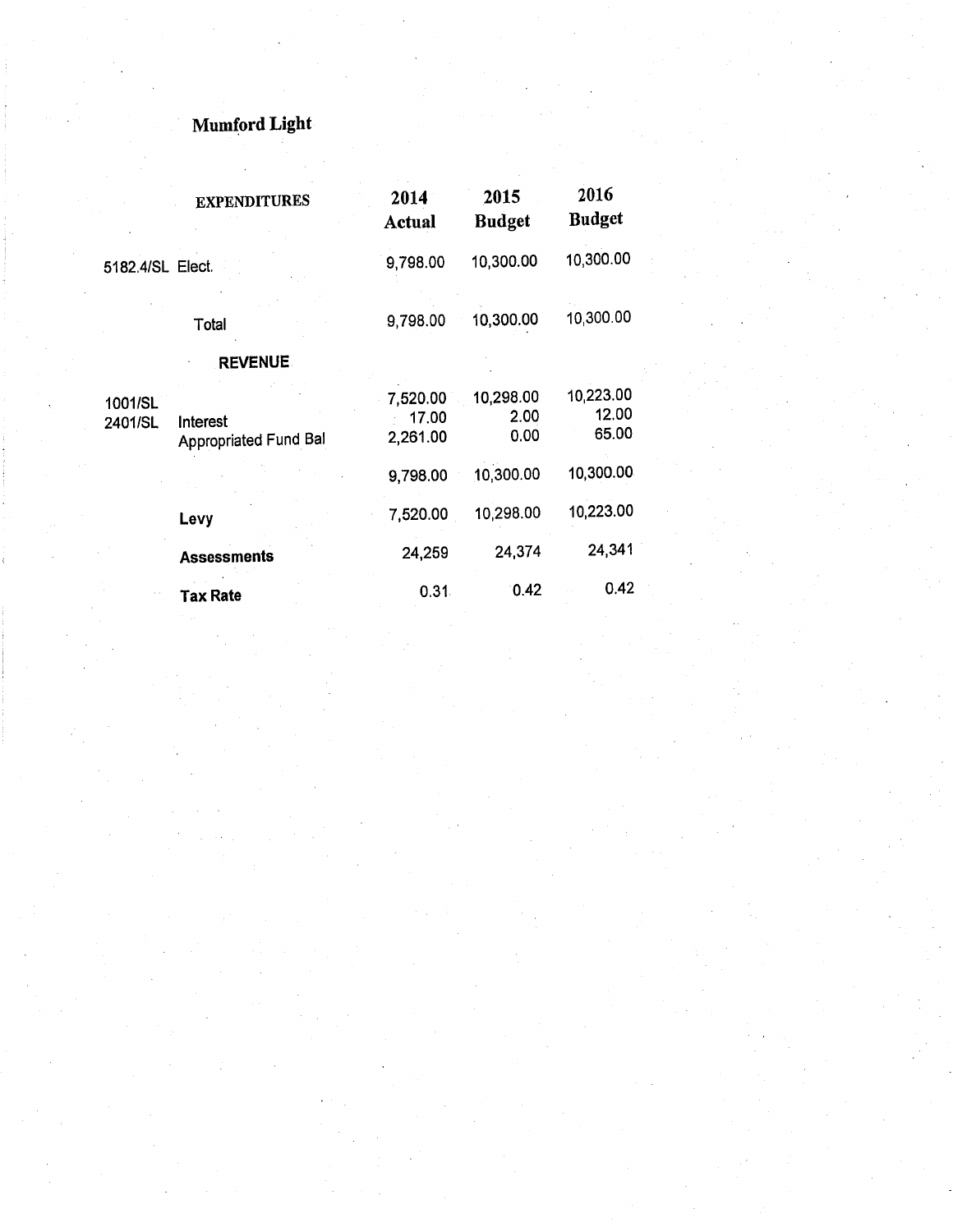# Mumford Light

| | EXPENDITURES | 2014 Actual | 2015 Budget | 2016 Budget |
|---|---|---|---|---|
| 5182.4/SL | Elect. | 9,798.00 | 10,300.00 | 10,300.00 |
| | Total | 9,798.00 | 10,300.00 | 10,300.00 |
| | **REVENUE** | | | |
| 1001/SL | | 7,520.00 | 10,298.00 | 10,223.00 |
| 2401/SL | Interest | 17.00 | 2.00 | 12.00 |
| | Appropriated Fund Bal | 2,261.00 | 0.00 | 65.00 |
| | | 9,798.00 | 10,300.00 | 10,300.00 |
| | **Levy** | 7,520.00 | 10,298.00 | 10,223.00 |
| | **Assessments** | 24,259 | 24,374 | 24,341 |
| | **Tax Rate** | 0.31 | 0.42 | 0.42 |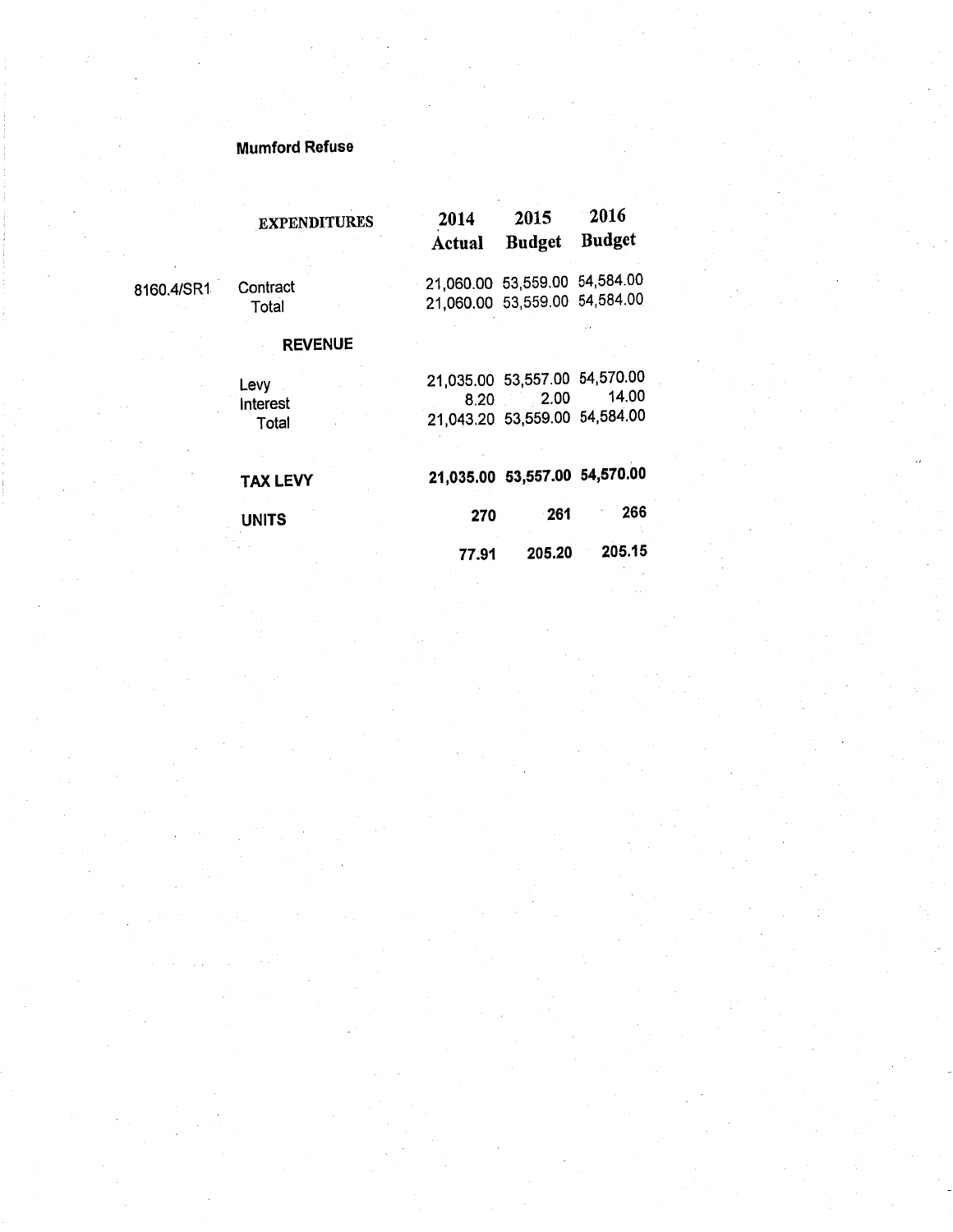**Mumford Refuse**

| | | 2014 Actual | 2015 Budget | 2016 Budget |
|---|---|---|---|---|
| | **EXPENDITURES** | | | |
| 8160.4/SR1 | Contract | 21,060.00 | 53,559.00 | 54,584.00 |
| | Total | 21,060.00 | 53,559.00 | 54,584.00 |
| | **REVENUE** | | | |
| | Levy | 21,035.00 | 53,557.00 | 54,570.00 |
| | Interest | 8.20 | 2.00 | 14.00 |
| | Total | 21,043.20 | 53,559.00 | 54,584.00 |
| | **TAX LEVY** | **21,035.00** | **53,557.00** | **54,570.00** |
| | **UNITS** | **270** | **261** | **266** |
| | | **77.91** | **205.20** | **205.15** |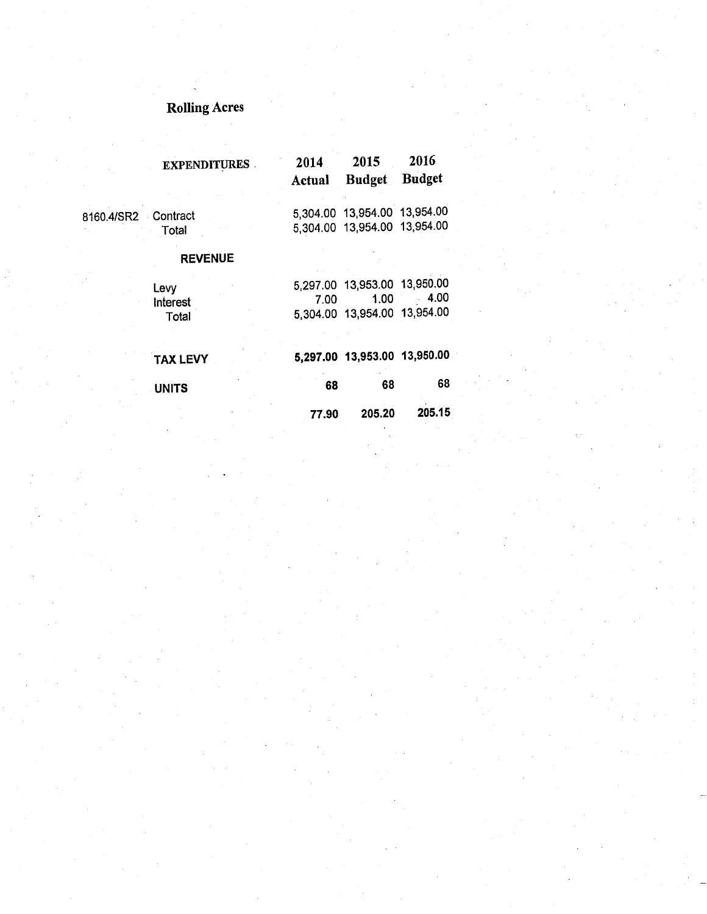# Rolling Acres

| | EXPENDITURES | 2014 Actual | 2015 Budget | 2016 Budget |
|---|---|---|---|---|
| 8160.4/SR2 | Contract | 5,304.00 | 13,954.00 | 13,954.00 |
| | Total | 5,304.00 | 13,954.00 | 13,954.00 |
| | **REVENUE** | | | |
| | Levy | 5,297.00 | 13,953.00 | 13,950.00 |
| | Interest | 7.00 | 1.00 | 4.00 |
| | Total | 5,304.00 | 13,954.00 | 13,954.00 |
| | **TAX LEVY** | **5,297.00** | **13,953.00** | **13,950.00** |
| | **UNITS** | **68** | **68** | **68** |
| | | **77.90** | **205.20** | **205.15** |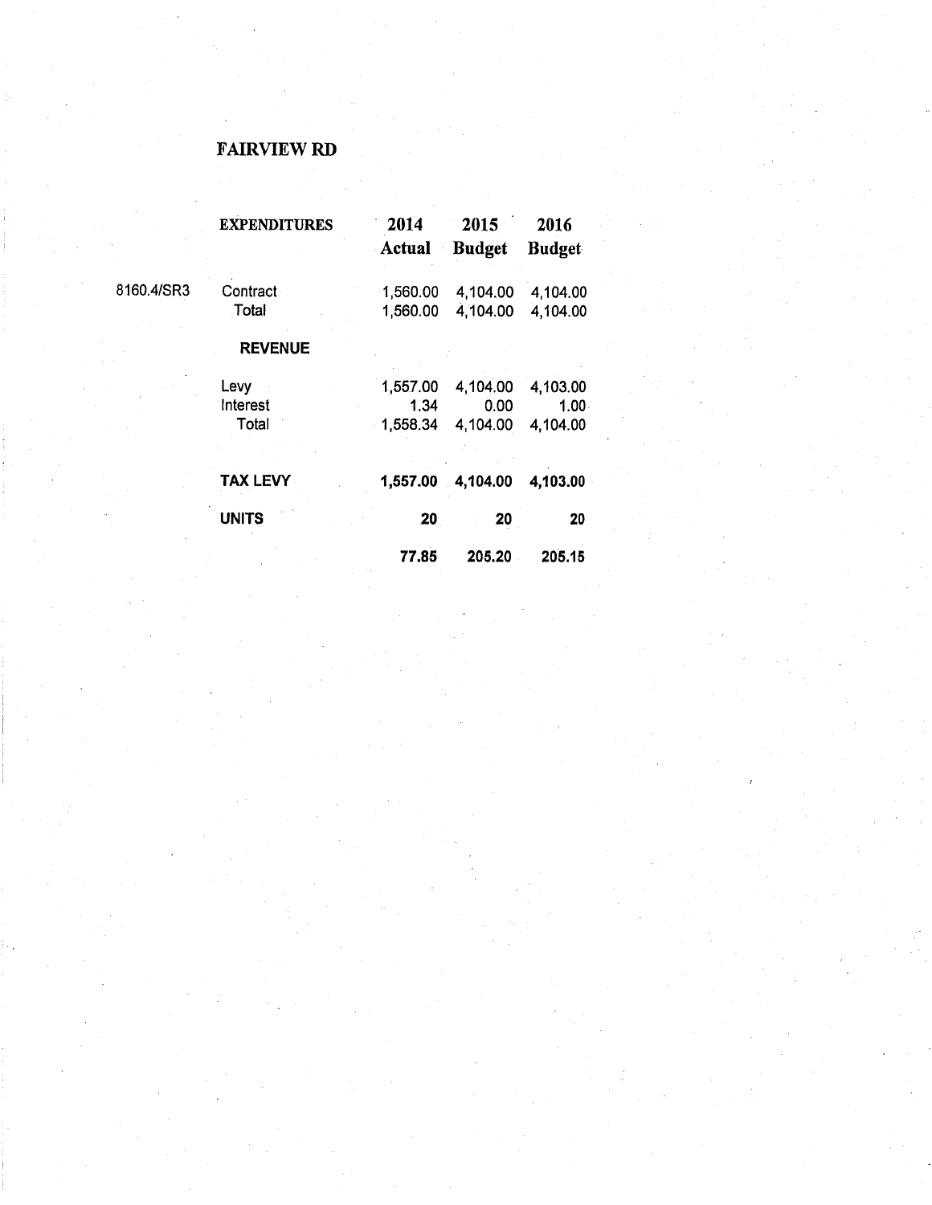# FAIRVIEW RD

| | EXPENDITURES | 2014 Actual | 2015 Budget | 2016 Budget |
|---|---|---|---|---|
| 8160.4/SR3 | Contract | 1,560.00 | 4,104.00 | 4,104.00 |
| | Total | 1,560.00 | 4,104.00 | 4,104.00 |
| | **REVENUE** | | | |
| | Levy | 1,557.00 | 4,104.00 | 4,103.00 |
| | Interest | 1.34 | 0.00 | 1.00 |
| | Total | 1,558.34 | 4,104.00 | 4,104.00 |
| | **TAX LEVY** | **1,557.00** | **4,104.00** | **4,103.00** |
| | **UNITS** | **20** | **20** | **20** |
| | | **77.85** | **205.20** | **205.15** |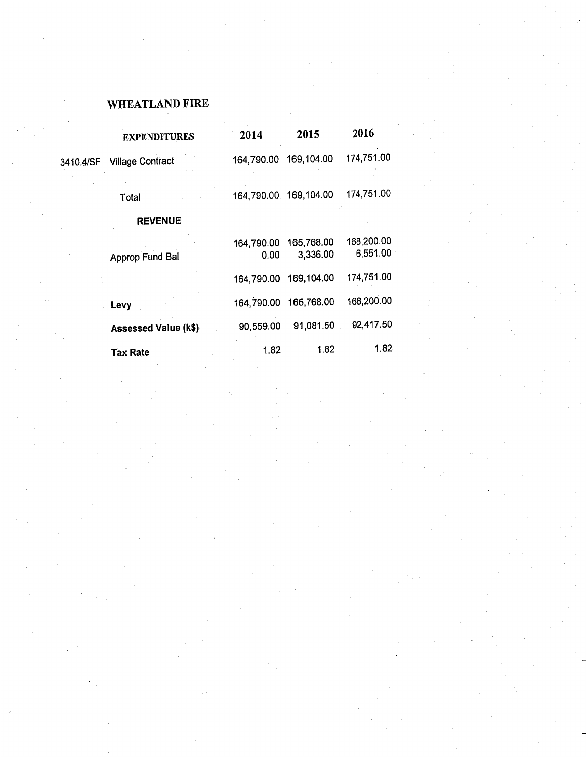## WHEATLAND FIRE

| | EXPENDITURES | 2014 | 2015 | 2016 |
|---|---|---|---|---|
| 3410.4/SF | Village Contract | 164,790.00 | 169,104.00 | 174,751.00 |
| | Total | 164,790.00 | 169,104.00 | 174,751.00 |
| | **REVENUE** | | | |
| | | 164,790.00 | 165,768.00 | 168,200.00 |
| | Approp Fund Bal | 0.00 | 3,336.00 | 6,551.00 |
| | | 164,790.00 | 169,104.00 | 174,751.00 |
| | **Levy** | 164,790.00 | 165,768.00 | 168,200.00 |
| | **Assessed Value (k$)** | 90,559.00 | 91,081.50 | 92,417.50 |
| | **Tax Rate** | 1.82 | 1.82 | 1.82 |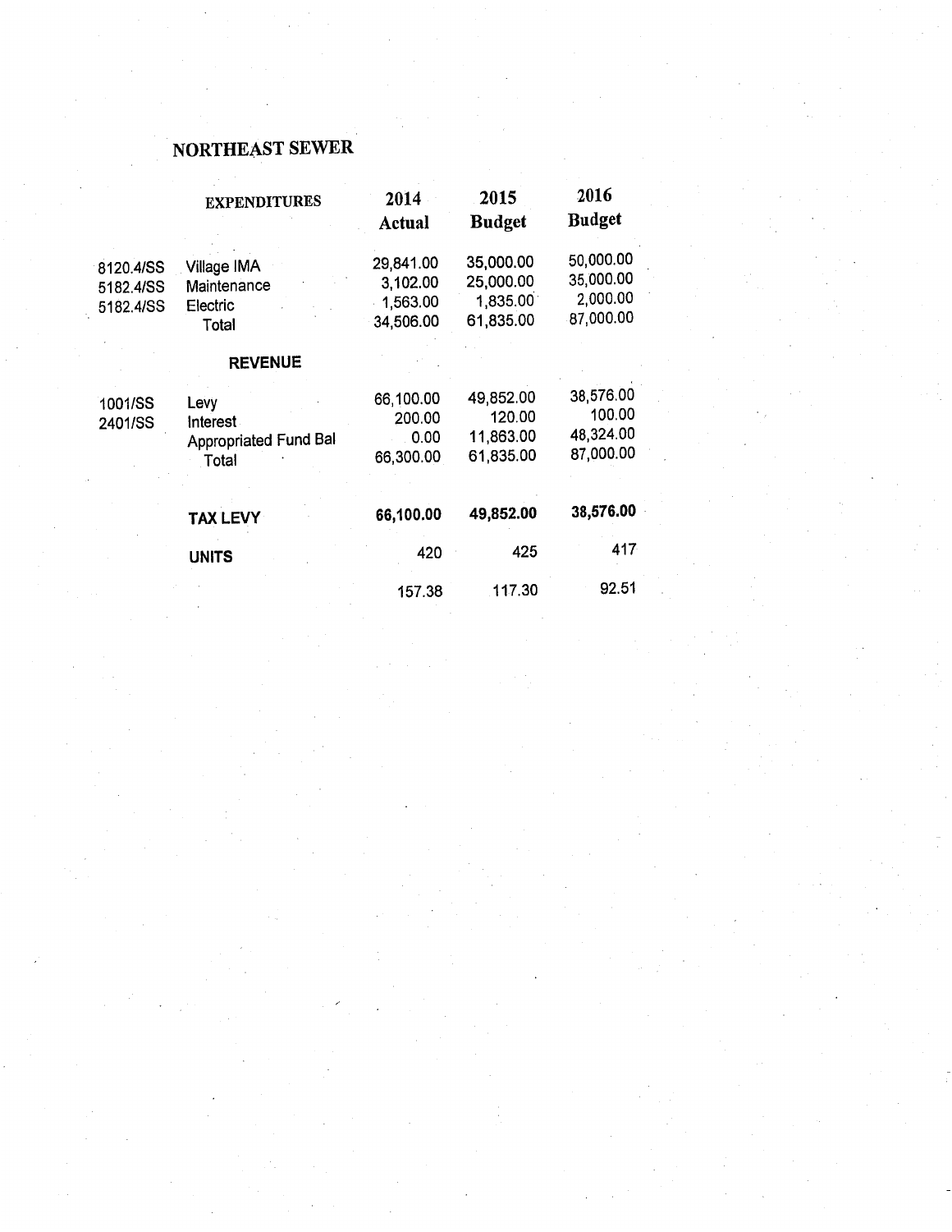# NORTHEAST SEWER

| | EXPENDITURES | 2014 Actual | 2015 Budget | 2016 Budget |
|---|---|---|---|---|
| 8120.4/SS | Village IMA | 29,841.00 | 35,000.00 | 50,000.00 |
| 5182.4/SS | Maintenance | 3,102.00 | 25,000.00 | 35,000.00 |
| 5182.4/SS | Electric | 1,563.00 | 1,835.00 | 2,000.00 |
| | Total | 34,506.00 | 61,835.00 | 87,000.00 |
| | **REVENUE** | | | |
| 1001/SS | Levy | 66,100.00 | 49,852.00 | 38,576.00 |
| 2401/SS | Interest | 200.00 | 120.00 | 100.00 |
| | Appropriated Fund Bal | 0.00 | 11,863.00 | 48,324.00 |
| | Total | 66,300.00 | 61,835.00 | 87,000.00 |
| | **TAX LEVY** | **66,100.00** | **49,852.00** | **38,576.00** |
| | **UNITS** | 420 | 425 | 417 |
| | | 157.38 | 117.30 | 92.51 |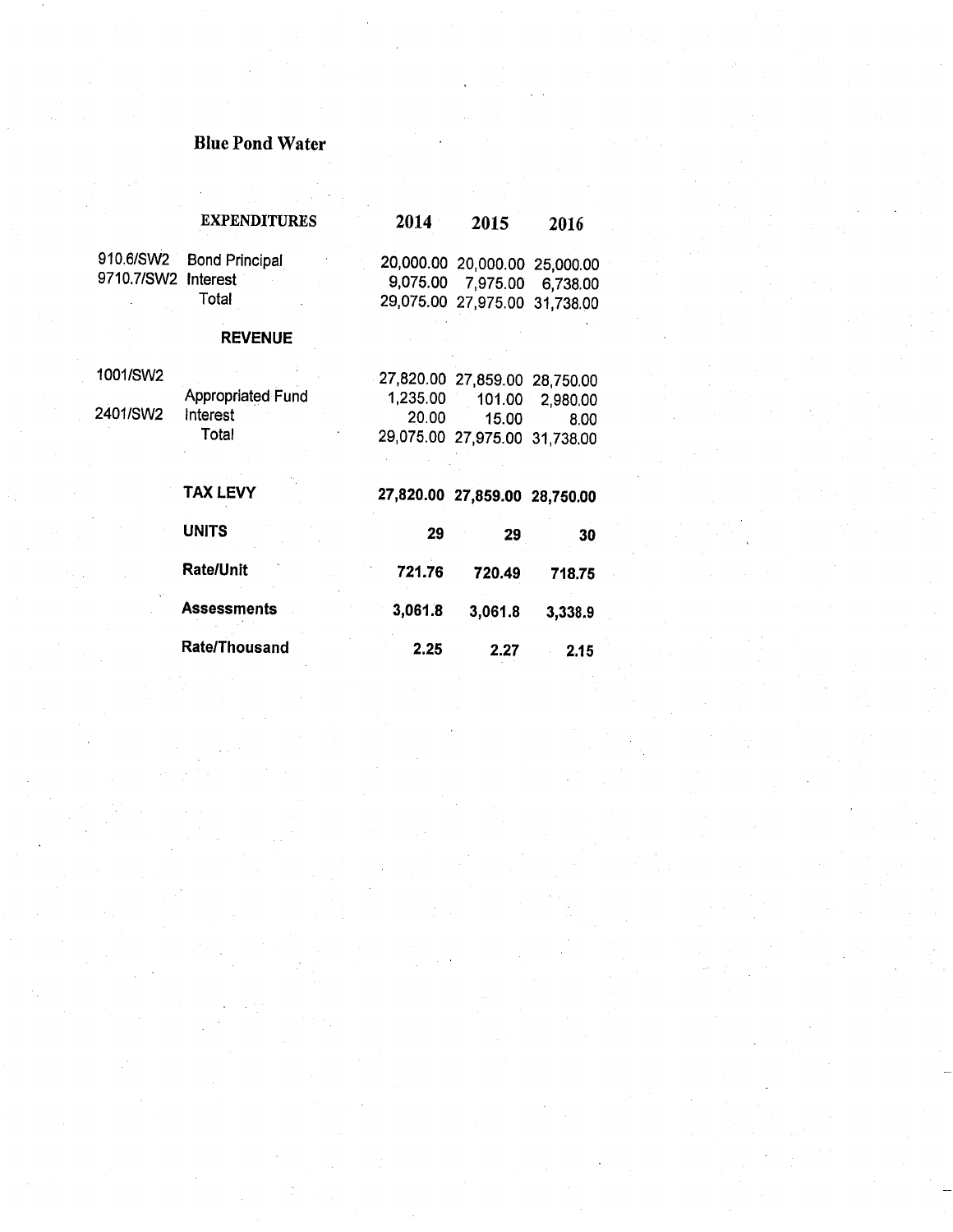# Blue Pond Water

| | EXPENDITURES | 2014 | 2015 | 2016 |
|---|---|---|---|---|
| 910.6/SW2 | Bond Principal | 20,000.00 | 20,000.00 | 25,000.00 |
| 9710.7/SW2 | Interest | 9,075.00 | 7,975.00 | 6,738.00 |
| | Total | 29,075.00 | 27,975.00 | 31,738.00 |
| | **REVENUE** | | | |
| 1001/SW2 | | 27,820.00 | 27,859.00 | 28,750.00 |
| | Appropriated Fund | 1,235.00 | 101.00 | 2,980.00 |
| 2401/SW2 | Interest | 20.00 | 15.00 | 8.00 |
| | Total | 29,075.00 | 27,975.00 | 31,738.00 |
| | **TAX LEVY** | **27,820.00** | **27,859.00** | **28,750.00** |
| | **UNITS** | **29** | **29** | **30** |
| | **Rate/Unit** | **721.76** | **720.49** | **718.75** |
| | **Assessments** | **3,061.8** | **3,061.8** | **3,338.9** |
| | **Rate/Thousand** | **2.25** | **2.27** | **2.15** |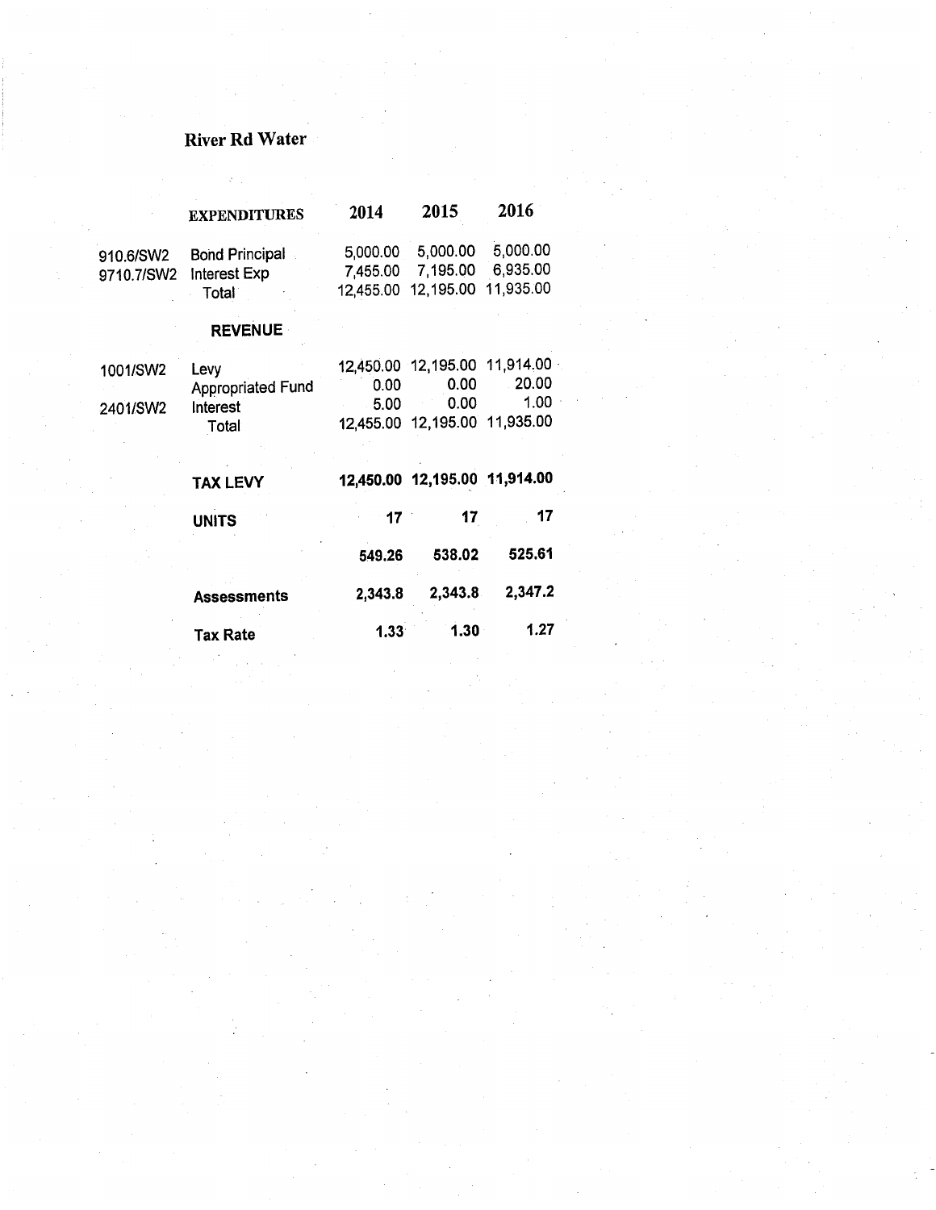# River Rd Water

| | EXPENDITURES | 2014 | 2015 | 2016 |
|---|---|---|---|---|
| 910.6/SW2 | Bond Principal | 5,000.00 | 5,000.00 | 5,000.00 |
| 9710.7/SW2 | Interest Exp | 7,455.00 | 7,195.00 | 6,935.00 |
| | Total | 12,455.00 | 12,195.00 | 11,935.00 |
| | **REVENUE** | | | |
| 1001/SW2 | Levy | 12,450.00 | 12,195.00 | 11,914.00 |
| | Appropriated Fund | 0.00 | 0.00 | 20.00 |
| 2401/SW2 | Interest | 5.00 | 0.00 | 1.00 |
| | Total | 12,455.00 | 12,195.00 | 11,935.00 |
| | **TAX LEVY** | **12,450.00** | **12,195.00** | **11,914.00** |
| | **UNITS** | **17** | **17** | **17** |
| | | **549.26** | **538.02** | **525.61** |
| | **Assessments** | **2,343.8** | **2,343.8** | **2,347.2** |
| | **Tax Rate** | **1.33** | **1.30** | **1.27** |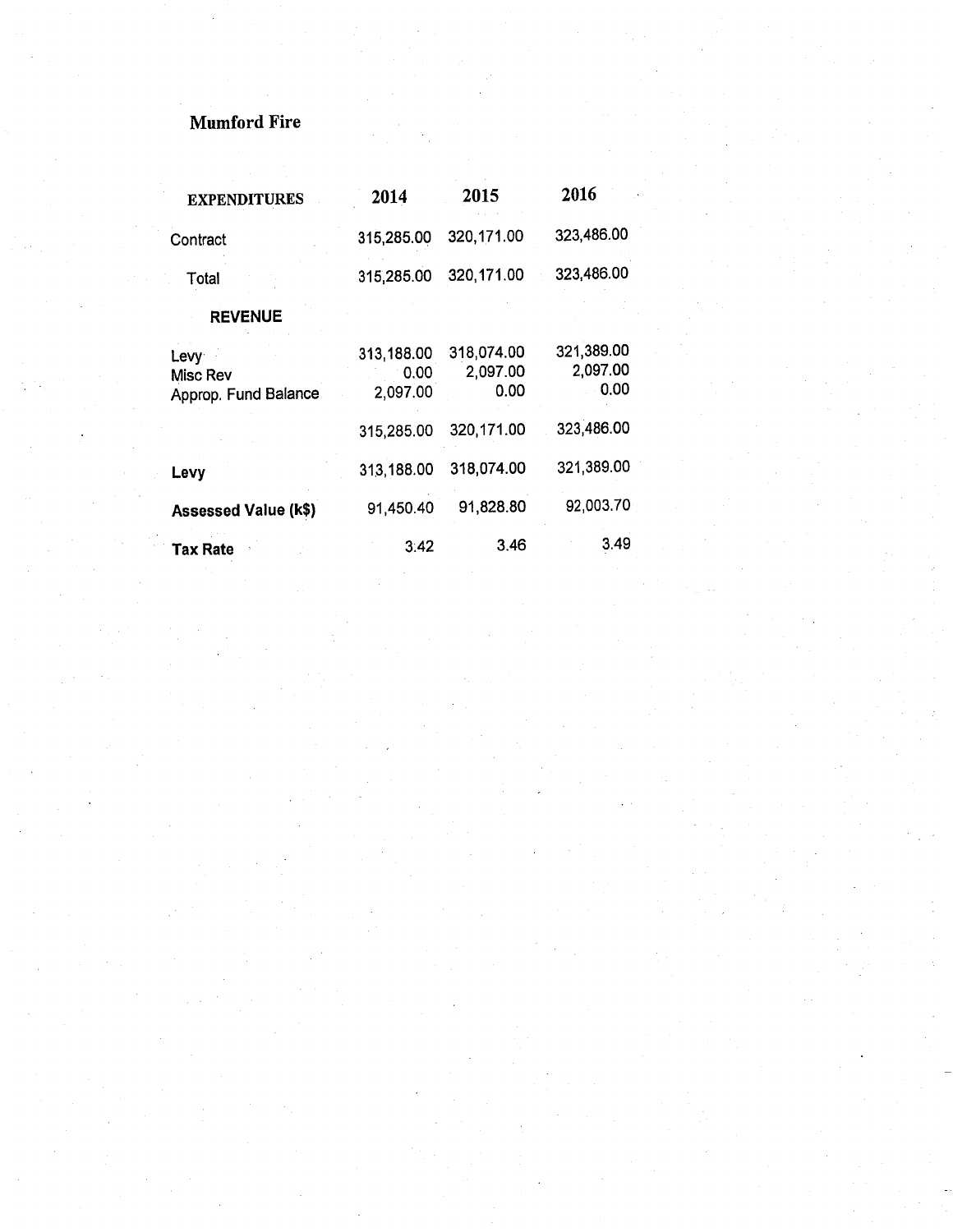## Mumford Fire

| EXPENDITURES | 2014 | 2015 | 2016 |
|---|---|---|---|
| Contract | 315,285.00 | 320,171.00 | 323,486.00 |
| Total | 315,285.00 | 320,171.00 | 323,486.00 |
| **REVENUE** | | | |
| Levy | 313,188.00 | 318,074.00 | 321,389.00 |
| Misc Rev | 0.00 | 2,097.00 | 2,097.00 |
| Approp. Fund Balance | 2,097.00 | 0.00 | 0.00 |
| | 315,285.00 | 320,171.00 | 323,486.00 |
| **Levy** | 313,188.00 | 318,074.00 | 321,389.00 |
| **Assessed Value (k$)** | 91,450.40 | 91,828.80 | 92,003.70 |
| **Tax Rate** | 3.42 | 3.46 | 3.49 |